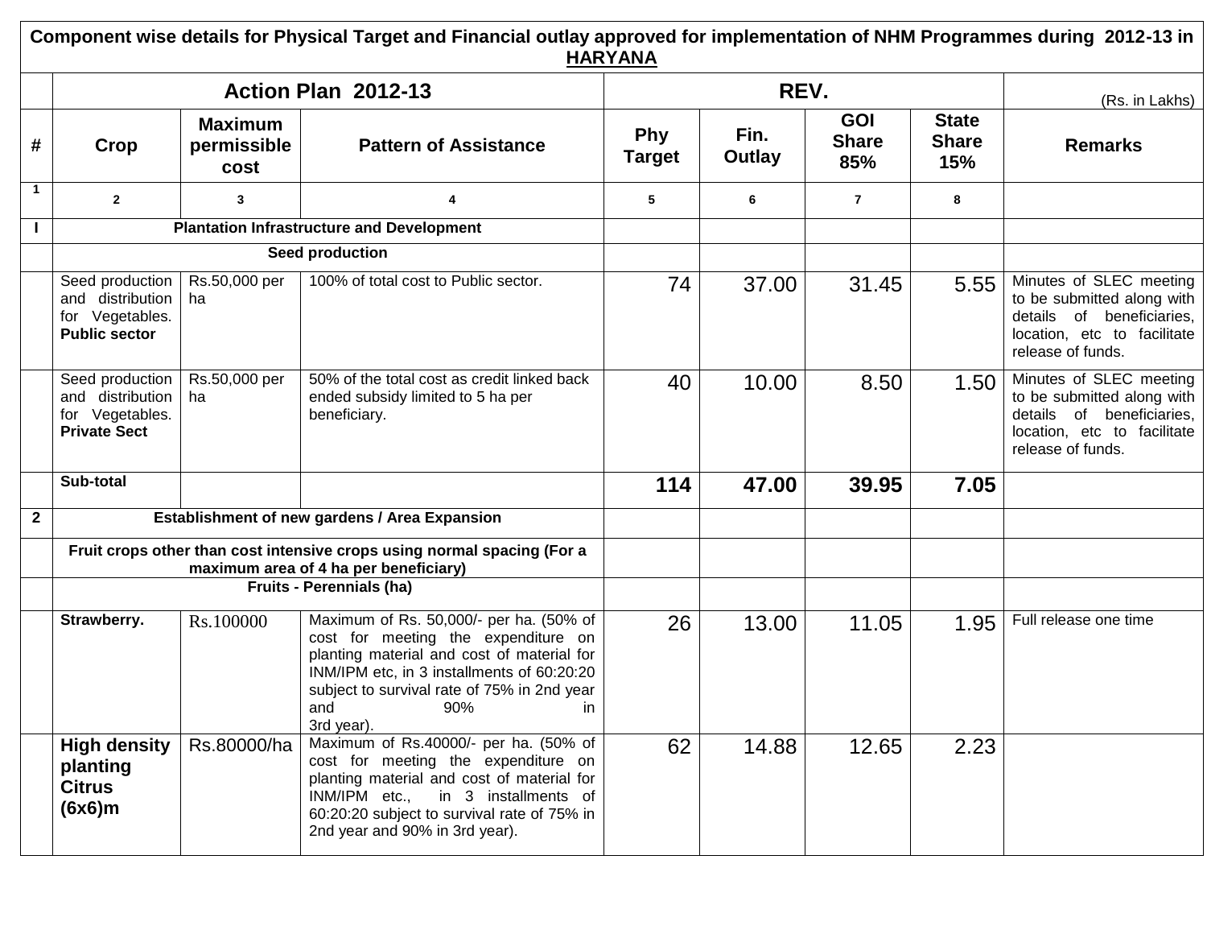| Component wise details for Physical Target and Financial outlay approved for implementation of NHM Programmes during 2012-13 in HARYANA | | | | | | | | |
|---|---|---|---|---|---|---|---|---|
| | Action Plan 2012-13 | | | REV. | | | | (Rs. in Lakhs) |
| # | Crop | Maximum permissible cost | Pattern of Assistance | Phy Target | Fin. Outlay | GOI Share 85% | State Share 15% | Remarks |
| 1 | 2 | 3 | 4 | 5 | 6 | 7 | 8 | |
| I | Plantation Infrastructure and Development | | | | | | | |
| | Seed production | | | | | | | |
| | Seed production and distribution for Vegetables. **Public sector** | Rs.50,000 per ha | 100% of total cost to Public sector. | 74 | 37.00 | 31.45 | 5.55 | Minutes of SLEC meeting to be submitted along with details of beneficiaries, location, etc to facilitate release of funds. |
| | Seed production and distribution for Vegetables. **Private Sect** | Rs.50,000 per ha | 50% of the total cost as credit linked back ended subsidy limited to 5 ha per beneficiary. | 40 | 10.00 | 8.50 | 1.50 | Minutes of SLEC meeting to be submitted along with details of beneficiaries, location, etc to facilitate release of funds. |
| | **Sub-total** | | | **114** | **47.00** | **39.95** | **7.05** | |
| 2 | Establishment of new gardens / Area Expansion | | | | | | | |
| | Fruit crops other than cost intensive crops using normal spacing (For a maximum area of 4 ha per beneficiary) | | | | | | | |
| | Fruits - Perennials (ha) | | | | | | | |
| | **Strawberry.** | Rs.100000 | Maximum of Rs. 50,000/- per ha. (50% of cost for meeting the expenditure on planting material and cost of material for INM/IPM etc, in 3 installments of 60:20:20 subject to survival rate of 75% in 2nd year and 90% in 3rd year). | 26 | 13.00 | 11.05 | 1.95 | Full release one time |
| | **High density planting Citrus (6x6)m** | Rs.80000/ha | Maximum of Rs.40000/- per ha. (50% of cost for meeting the expenditure on planting material and cost of material for INM/IPM etc., in 3 installments of 60:20:20 subject to survival rate of 75% in 2nd year and 90% in 3rd year). | 62 | 14.88 | 12.65 | 2.23 | |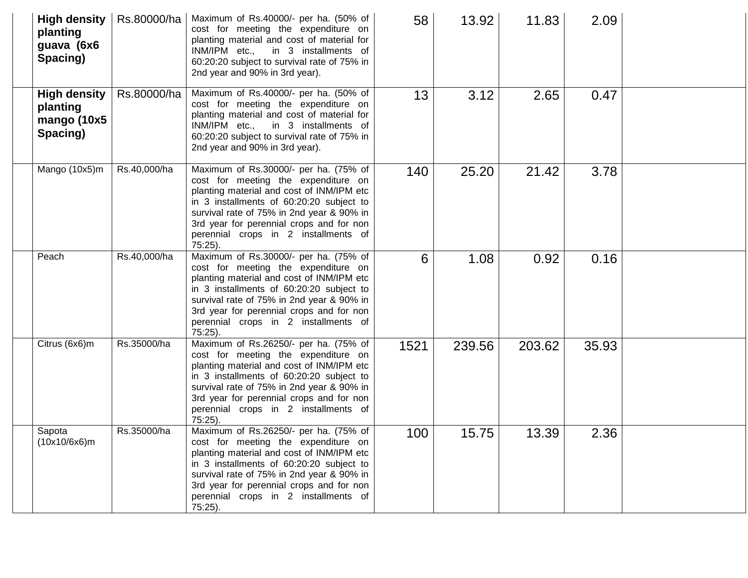| | | | | | | | | |
|---|---|---|---|---|---|---|---|---|
| | **High density planting guava (6x6 Spacing)** | Rs.80000/ha | Maximum of Rs.40000/- per ha. (50% of cost for meeting the expenditure on planting material and cost of material for INM/IPM etc., in 3 installments of 60:20:20 subject to survival rate of 75% in 2nd year and 90% in 3rd year). | 58 | 13.92 | 11.83 | 2.09 | |
| | **High density planting mango (10x5 Spacing)** | Rs.80000/ha | Maximum of Rs.40000/- per ha. (50% of cost for meeting the expenditure on planting material and cost of material for INM/IPM etc., in 3 installments of 60:20:20 subject to survival rate of 75% in 2nd year and 90% in 3rd year). | 13 | 3.12 | 2.65 | 0.47 | |
| | Mango (10x5)m | Rs.40,000/ha | Maximum of Rs.30000/- per ha. (75% of cost for meeting the expenditure on planting material and cost of INM/IPM etc in 3 installments of 60:20:20 subject to survival rate of 75% in 2nd year & 90% in 3rd year for perennial crops and for non perennial crops in 2 installments of 75:25). | 140 | 25.20 | 21.42 | 3.78 | |
| | Peach | Rs.40,000/ha | Maximum of Rs.30000/- per ha. (75% of cost for meeting the expenditure on planting material and cost of INM/IPM etc in 3 installments of 60:20:20 subject to survival rate of 75% in 2nd year & 90% in 3rd year for perennial crops and for non perennial crops in 2 installments of 75:25). | 6 | 1.08 | 0.92 | 0.16 | |
| | Citrus (6x6)m | Rs.35000/ha | Maximum of Rs.26250/- per ha. (75% of cost for meeting the expenditure on planting material and cost of INM/IPM etc in 3 installments of 60:20:20 subject to survival rate of 75% in 2nd year & 90% in 3rd year for perennial crops and for non perennial crops in 2 installments of 75:25). | 1521 | 239.56 | 203.62 | 35.93 | |
| | Sapota (10x10/6x6)m | Rs.35000/ha | Maximum of Rs.26250/- per ha. (75% of cost for meeting the expenditure on planting material and cost of INM/IPM etc in 3 installments of 60:20:20 subject to survival rate of 75% in 2nd year & 90% in 3rd year for perennial crops and for non perennial crops in 2 installments of 75:25). | 100 | 15.75 | 13.39 | 2.36 | |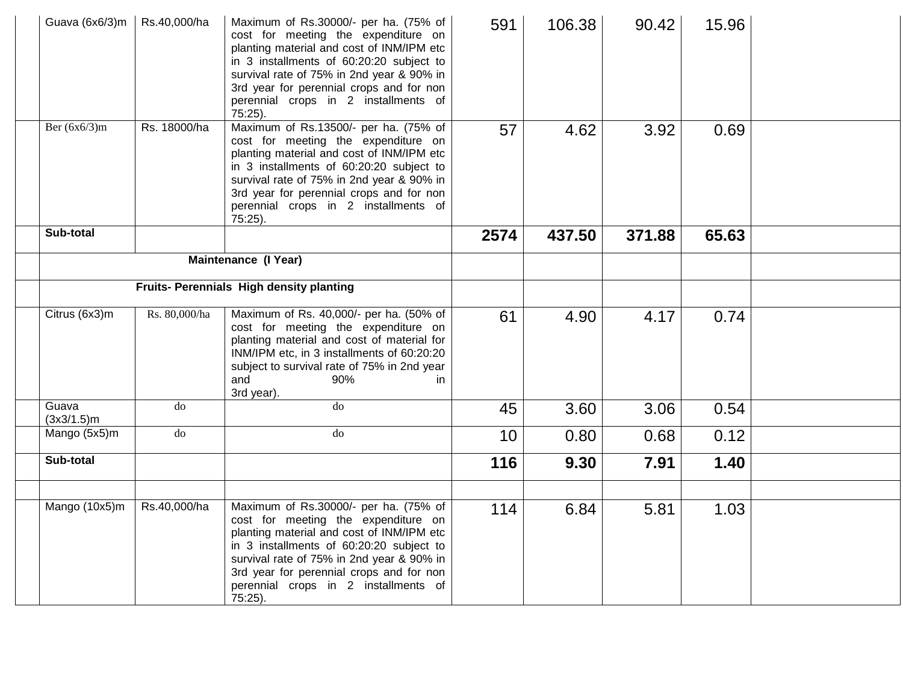| | | | | | | | | |
|---|---|---|---|---|---|---|---|---|
| | Guava (6x6/3)m | Rs.40,000/ha | Maximum of Rs.30000/- per ha. (75% of cost for meeting the expenditure on planting material and cost of INM/IPM etc in 3 installments of 60:20:20 subject to survival rate of 75% in 2nd year & 90% in 3rd year for perennial crops and for non perennial crops in 2 installments of 75:25). | 591 | 106.38 | 90.42 | 15.96 | |
| | Ber (6x6/3)m | Rs. 18000/ha | Maximum of Rs.13500/- per ha. (75% of cost for meeting the expenditure on planting material and cost of INM/IPM etc in 3 installments of 60:20:20 subject to survival rate of 75% in 2nd year & 90% in 3rd year for perennial crops and for non perennial crops in 2 installments of 75:25). | 57 | 4.62 | 3.92 | 0.69 | |
| | **Sub-total** | | | **2574** | **437.50** | **371.88** | **65.63** | |
| | **Maintenance (I Year)** | | | | | | | |
| | **Fruits- Perennials High density planting** | | | | | | | |
| | Citrus (6x3)m | Rs. 80,000/ha | Maximum of Rs. 40,000/- per ha. (50% of cost for meeting the expenditure on planting material and cost of material for INM/IPM etc, in 3 installments of 60:20:20 subject to survival rate of 75% in 2nd year and 90% in 3rd year). | 61 | 4.90 | 4.17 | 0.74 | |
| | Guava (3x3/1.5)m | do | do | 45 | 3.60 | 3.06 | 0.54 | |
| | Mango (5x5)m | do | do | 10 | 0.80 | 0.68 | 0.12 | |
| | **Sub-total** | | | **116** | **9.30** | **7.91** | **1.40** | |
| | | | | | | | | |
| | Mango (10x5)m | Rs.40,000/ha | Maximum of Rs.30000/- per ha. (75% of cost for meeting the expenditure on planting material and cost of INM/IPM etc in 3 installments of 60:20:20 subject to survival rate of 75% in 2nd year & 90% in 3rd year for perennial crops and for non perennial crops in 2 installments of 75:25). | 114 | 6.84 | 5.81 | 1.03 | |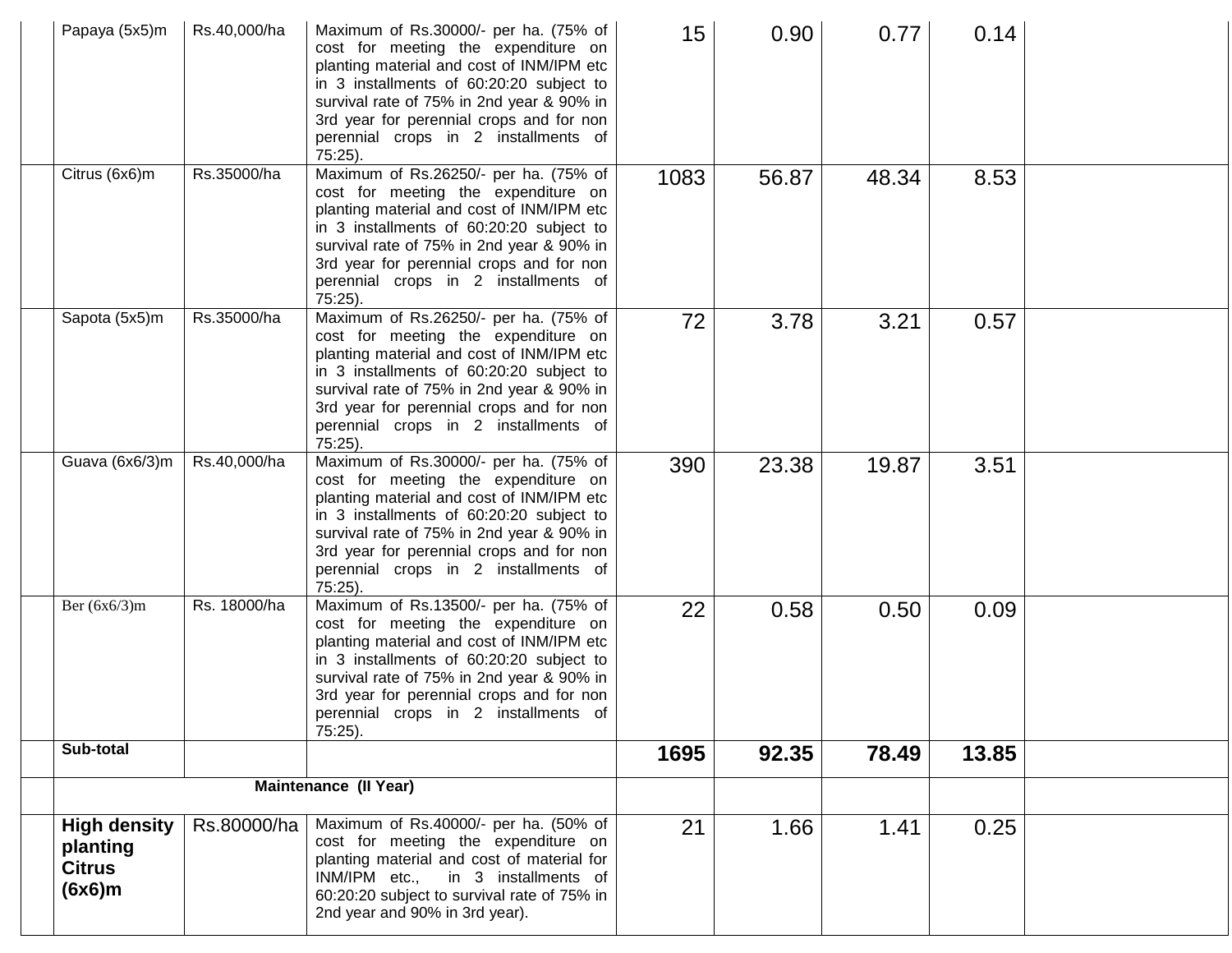|  |  |  |  |  |  |  |  |  |
|---|---|---|---|---|---|---|---|---|
|  | Papaya (5x5)m | Rs.40,000/ha | Maximum of Rs.30000/- per ha. (75% of cost for meeting the expenditure on planting material and cost of INM/IPM etc in 3 installments of 60:20:20 subject to survival rate of 75% in 2nd year & 90% in 3rd year for perennial crops and for non perennial crops in 2 installments of 75:25). | 15 | 0.90 | 0.77 | 0.14 |  |
|  | Citrus (6x6)m | Rs.35000/ha | Maximum of Rs.26250/- per ha. (75% of cost for meeting the expenditure on planting material and cost of INM/IPM etc in 3 installments of 60:20:20 subject to survival rate of 75% in 2nd year & 90% in 3rd year for perennial crops and for non perennial crops in 2 installments of 75:25). | 1083 | 56.87 | 48.34 | 8.53 |  |
|  | Sapota (5x5)m | Rs.35000/ha | Maximum of Rs.26250/- per ha. (75% of cost for meeting the expenditure on planting material and cost of INM/IPM etc in 3 installments of 60:20:20 subject to survival rate of 75% in 2nd year & 90% in 3rd year for perennial crops and for non perennial crops in 2 installments of 75:25). | 72 | 3.78 | 3.21 | 0.57 |  |
|  | Guava (6x6/3)m | Rs.40,000/ha | Maximum of Rs.30000/- per ha. (75% of cost for meeting the expenditure on planting material and cost of INM/IPM etc in 3 installments of 60:20:20 subject to survival rate of 75% in 2nd year & 90% in 3rd year for perennial crops and for non perennial crops in 2 installments of 75:25). | 390 | 23.38 | 19.87 | 3.51 |  |
|  | Ber (6x6/3)m | Rs. 18000/ha | Maximum of Rs.13500/- per ha. (75% of cost for meeting the expenditure on planting material and cost of INM/IPM etc in 3 installments of 60:20:20 subject to survival rate of 75% in 2nd year & 90% in 3rd year for perennial crops and for non perennial crops in 2 installments of 75:25). | 22 | 0.58 | 0.50 | 0.09 |  |
|  | **Sub-total** |  |  | **1695** | **92.35** | **78.49** | **13.85** |  |
|  | **Maintenance (II Year)** |  |  |  |  |  |  |  |
|  | **High density planting Citrus (6x6)m** | Rs.80000/ha | Maximum of Rs.40000/- per ha. (50% of cost for meeting the expenditure on planting material and cost of material for INM/IPM etc., in 3 installments of 60:20:20 subject to survival rate of 75% in 2nd year and 90% in 3rd year). | 21 | 1.66 | 1.41 | 0.25 |  |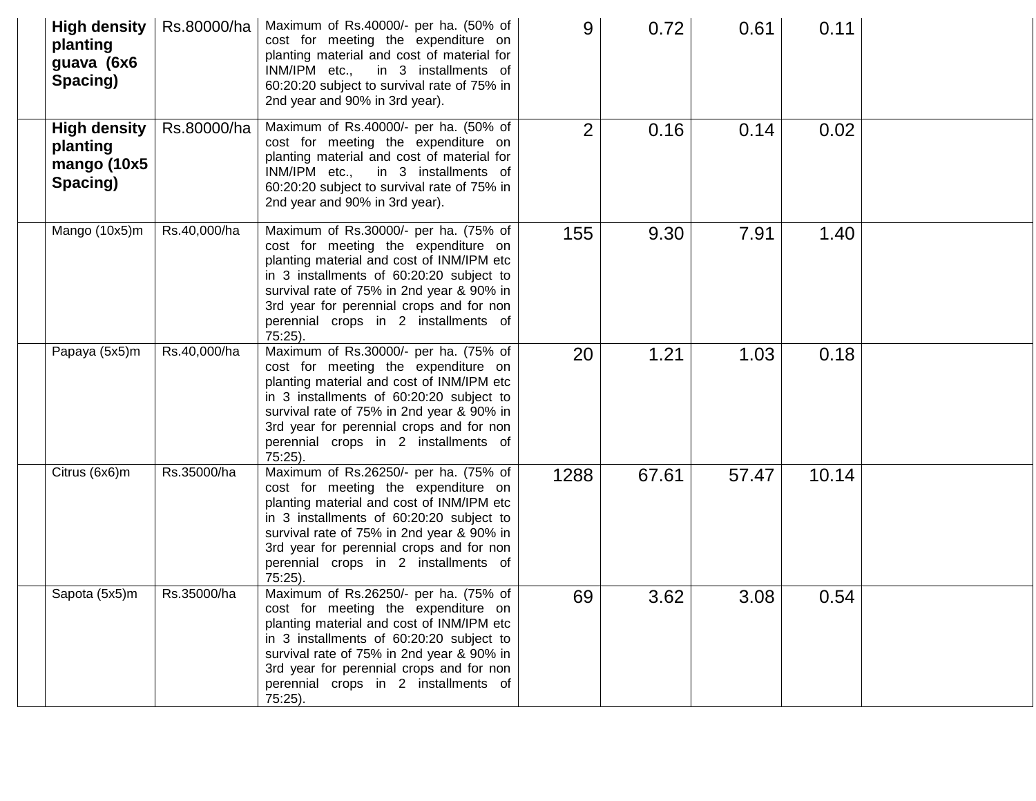| | | | | | | | | |
|---|---|---|---|---|---|---|---|---|
| | **High density planting guava (6x6 Spacing)** | Rs.80000/ha | Maximum of Rs.40000/- per ha. (50% of cost for meeting the expenditure on planting material and cost of material for INM/IPM etc., in 3 installments of 60:20:20 subject to survival rate of 75% in 2nd year and 90% in 3rd year). | 9 | 0.72 | 0.61 | 0.11 | |
| | **High density planting mango (10x5 Spacing)** | Rs.80000/ha | Maximum of Rs.40000/- per ha. (50% of cost for meeting the expenditure on planting material and cost of material for INM/IPM etc., in 3 installments of 60:20:20 subject to survival rate of 75% in 2nd year and 90% in 3rd year). | 2 | 0.16 | 0.14 | 0.02 | |
| | Mango (10x5)m | Rs.40,000/ha | Maximum of Rs.30000/- per ha. (75% of cost for meeting the expenditure on planting material and cost of INM/IPM etc in 3 installments of 60:20:20 subject to survival rate of 75% in 2nd year & 90% in 3rd year for perennial crops and for non perennial crops in 2 installments of 75:25). | 155 | 9.30 | 7.91 | 1.40 | |
| | Papaya (5x5)m | Rs.40,000/ha | Maximum of Rs.30000/- per ha. (75% of cost for meeting the expenditure on planting material and cost of INM/IPM etc in 3 installments of 60:20:20 subject to survival rate of 75% in 2nd year & 90% in 3rd year for perennial crops and for non perennial crops in 2 installments of 75:25). | 20 | 1.21 | 1.03 | 0.18 | |
| | Citrus (6x6)m | Rs.35000/ha | Maximum of Rs.26250/- per ha. (75% of cost for meeting the expenditure on planting material and cost of INM/IPM etc in 3 installments of 60:20:20 subject to survival rate of 75% in 2nd year & 90% in 3rd year for perennial crops and for non perennial crops in 2 installments of 75:25). | 1288 | 67.61 | 57.47 | 10.14 | |
| | Sapota (5x5)m | Rs.35000/ha | Maximum of Rs.26250/- per ha. (75% of cost for meeting the expenditure on planting material and cost of INM/IPM etc in 3 installments of 60:20:20 subject to survival rate of 75% in 2nd year & 90% in 3rd year for perennial crops and for non perennial crops in 2 installments of 75:25). | 69 | 3.62 | 3.08 | 0.54 | |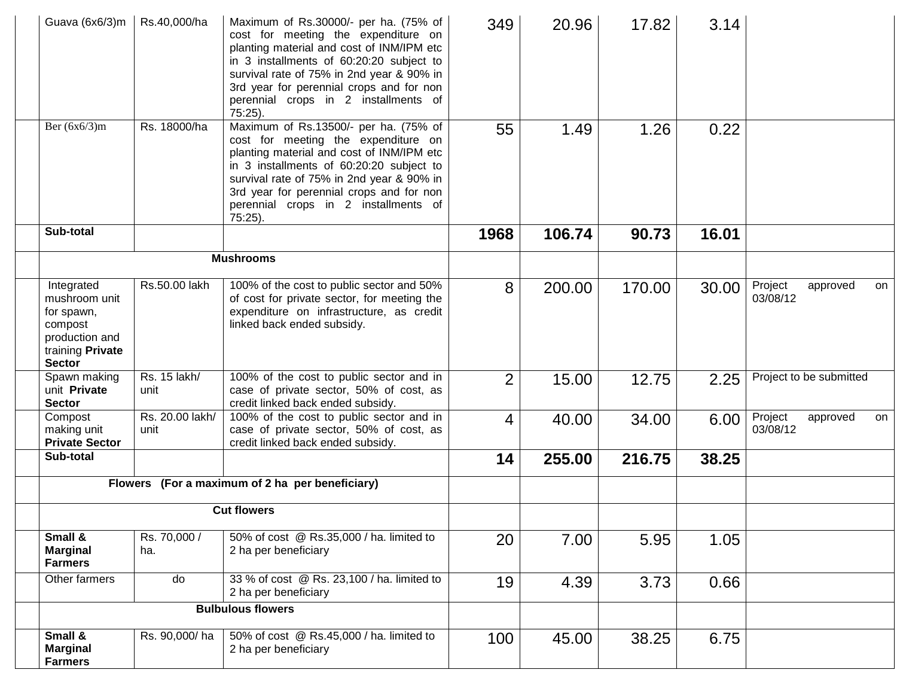| | | | | | | | | |
|---|---|---|---|---|---|---|---|---|
| | Guava (6x6/3)m | Rs.40,000/ha | Maximum of Rs.30000/- per ha. (75% of cost for meeting the expenditure on planting material and cost of INM/IPM etc in 3 installments of 60:20:20 subject to survival rate of 75% in 2nd year & 90% in 3rd year for perennial crops and for non perennial crops in 2 installments of 75:25). | 349 | 20.96 | 17.82 | 3.14 | |
| | Ber (6x6/3)m | Rs. 18000/ha | Maximum of Rs.13500/- per ha. (75% of cost for meeting the expenditure on planting material and cost of INM/IPM etc in 3 installments of 60:20:20 subject to survival rate of 75% in 2nd year & 90% in 3rd year for perennial crops and for non perennial crops in 2 installments of 75:25). | 55 | 1.49 | 1.26 | 0.22 | |
| | **Sub-total** | | | **1968** | **106.74** | **90.73** | **16.01** | |
| | **Mushrooms** | | | | | | | |
| | Integrated mushroom unit for spawn, compost production and training **Private Sector** | Rs.50.00 lakh | 100% of the cost to public sector and 50% of cost for private sector, for meeting the expenditure on infrastructure, as credit linked back ended subsidy. | 8 | 200.00 | 170.00 | 30.00 | Project approved on 03/08/12 |
| | Spawn making unit **Private Sector** | Rs. 15 lakh/ unit | 100% of the cost to public sector and in case of private sector, 50% of cost, as credit linked back ended subsidy. | 2 | 15.00 | 12.75 | 2.25 | Project to be submitted |
| | Compost making unit **Private Sector** | Rs. 20.00 lakh/ unit | 100% of the cost to public sector and in case of private sector, 50% of cost, as credit linked back ended subsidy. | 4 | 40.00 | 34.00 | 6.00 | Project approved on 03/08/12 |
| | **Sub-total** | | | **14** | **255.00** | **216.75** | **38.25** | |
| | **Flowers (For a maximum of 2 ha per beneficiary)** | | | | | | | |
| | **Cut flowers** | | | | | | | |
| | **Small & Marginal Farmers** | Rs. 70,000 / ha. | 50% of cost @ Rs.35,000 / ha. limited to 2 ha per beneficiary | 20 | 7.00 | 5.95 | 1.05 | |
| | Other farmers | do | 33 % of cost @ Rs. 23,100 / ha. limited to 2 ha per beneficiary | 19 | 4.39 | 3.73 | 0.66 | |
| | **Bulbulous flowers** | | | | | | | |
| | **Small & Marginal Farmers** | Rs. 90,000/ ha | 50% of cost @ Rs.45,000 / ha. limited to 2 ha per beneficiary | 100 | 45.00 | 38.25 | 6.75 | |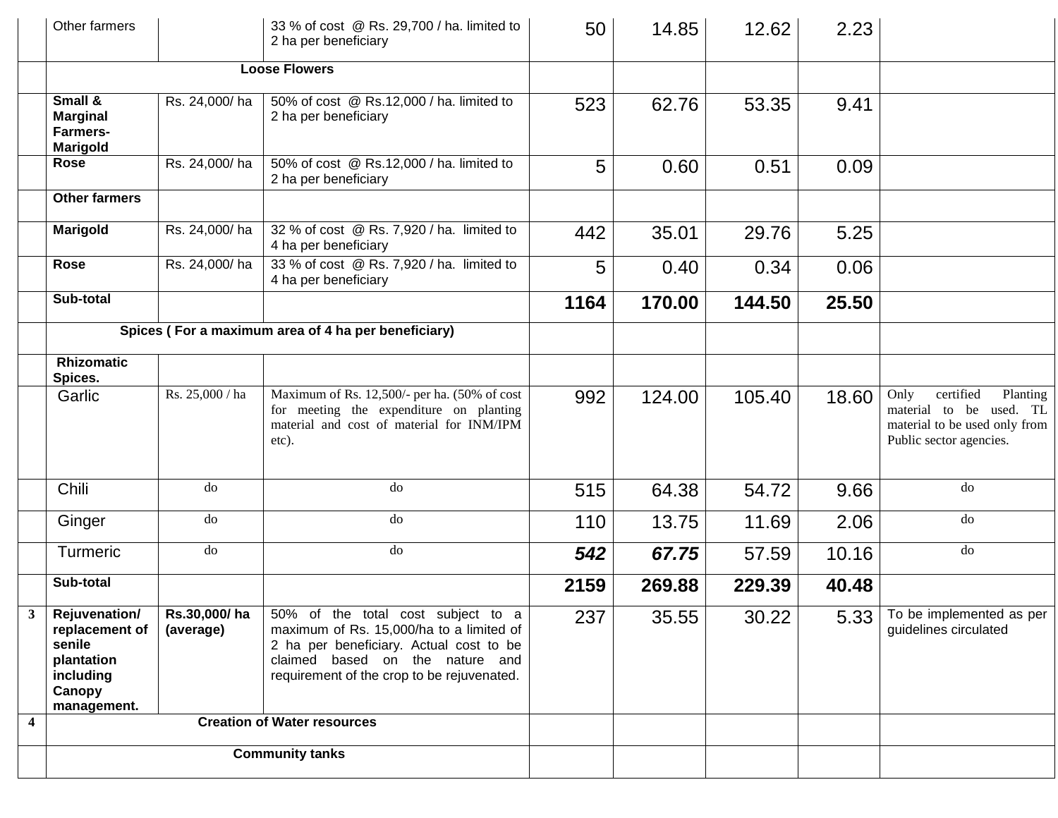| | | | | | | | | |
|---|---|---|---|---|---|---|---|---|
| | Other farmers | | 33 % of cost @ Rs. 29,700 / ha. limited to 2 ha per beneficiary | 50 | 14.85 | 12.62 | 2.23 | |
| | **Loose Flowers** | | | | | | | |
| | **Small & Marginal Farmers- Marigold** | Rs. 24,000/ ha | 50% of cost @ Rs.12,000 / ha. limited to 2 ha per beneficiary | 523 | 62.76 | 53.35 | 9.41 | |
| | **Rose** | Rs. 24,000/ ha | 50% of cost @ Rs.12,000 / ha. limited to 2 ha per beneficiary | 5 | 0.60 | 0.51 | 0.09 | |
| | **Other farmers** | | | | | | | |
| | **Marigold** | Rs. 24,000/ ha | 32 % of cost @ Rs. 7,920 / ha. limited to 4 ha per beneficiary | 442 | 35.01 | 29.76 | 5.25 | |
| | **Rose** | Rs. 24,000/ ha | 33 % of cost @ Rs. 7,920 / ha. limited to 4 ha per beneficiary | 5 | 0.40 | 0.34 | 0.06 | |
| | **Sub-total** | | | **1164** | **170.00** | **144.50** | **25.50** | |
| | **Spices ( For a maximum area of 4 ha per beneficiary)** | | | | | | | |
| | **Rhizomatic Spices.** | | | | | | | |
| | Garlic | Rs. 25,000 / ha | Maximum of Rs. 12,500/- per ha. (50% of cost for meeting the expenditure on planting material and cost of material for INM/IPM etc). | 992 | 124.00 | 105.40 | 18.60 | Only certified Planting material to be used. TL material to be used only from Public sector agencies. |
| | Chili | do | do | 515 | 64.38 | 54.72 | 9.66 | do |
| | Ginger | do | do | 110 | 13.75 | 11.69 | 2.06 | do |
| | Turmeric | do | do | ***542*** | ***67.75*** | 57.59 | 10.16 | do |
| | **Sub-total** | | | **2159** | **269.88** | **229.39** | **40.48** | |
| **3** | **Rejuvenation/ replacement of senile plantation including Canopy management.** | **Rs.30,000/ ha (average)** | 50% of the total cost subject to a maximum of Rs. 15,000/ha to a limited of 2 ha per beneficiary. Actual cost to be claimed based on the nature and requirement of the crop to be rejuvenated. | 237 | 35.55 | 30.22 | 5.33 | To be implemented as per guidelines circulated |
| **4** | **Creation of Water resources** | | | | | | | |
| | **Community tanks** | | | | | | | |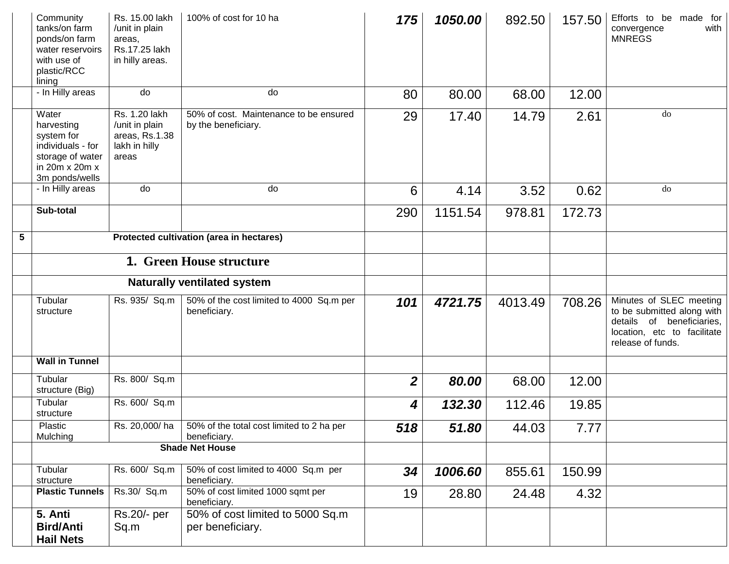| | | | | | | | | |
|---|---|---|---|---|---|---|---|---|
| | Community tanks/on farm ponds/on farm water reservoirs with use of plastic/RCC lining | Rs. 15.00 lakh /unit in plain areas, Rs.17.25 lakh in hilly areas. | 100% of cost for 10 ha | ***175*** | ***1050.00*** | 892.50 | 157.50 | Efforts to be made for convergence with MNREGS |
| | - In Hilly areas | do | do | 80 | 80.00 | 68.00 | 12.00 | |
| | Water harvesting system for individuals - for storage of water in 20m x 20m x 3m ponds/wells | Rs. 1.20 lakh /unit in plain areas, Rs.1.38 lakh in hilly areas | 50% of cost. Maintenance to be ensured by the beneficiary. | 29 | 17.40 | 14.79 | 2.61 | do |
| | - In Hilly areas | do | do | 6 | 4.14 | 3.52 | 0.62 | do |
| | **Sub-total** | | | 290 | 1151.54 | 978.81 | 172.73 | |
| **5** | **Protected cultivation (area in hectares)** | | | | | | | |
| | **1. Green House structure** | | | | | | | |
| | **Naturally ventilated system** | | | | | | | |
| | Tubular structure | Rs. 935/ Sq.m | 50% of the cost limited to 4000 Sq.m per beneficiary. | ***101*** | ***4721.75*** | 4013.49 | 708.26 | Minutes of SLEC meeting to be submitted along with details of beneficiaries, location, etc to facilitate release of funds. |
| | **Wall in Tunnel** | | | | | | | |
| | Tubular structure (Big) | Rs. 800/ Sq.m | | ***2*** | ***80.00*** | 68.00 | 12.00 | |
| | Tubular structure | Rs. 600/ Sq.m | | ***4*** | ***132.30*** | 112.46 | 19.85 | |
| | Plastic Mulching | Rs. 20,000/ ha | 50% of the total cost limited to 2 ha per beneficiary. | ***518*** | ***51.80*** | 44.03 | 7.77 | |
| | **Shade Net House** | | | | | | | |
| | Tubular structure | Rs. 600/ Sq.m | 50% of cost limited to 4000 Sq.m per beneficiary. | ***34*** | ***1006.60*** | 855.61 | 150.99 | |
| | **Plastic Tunnels** | Rs.30/ Sq.m | 50% of cost limited 1000 sqmt per beneficiary. | 19 | 28.80 | 24.48 | 4.32 | |
| | **5. Anti Bird/Anti Hail Nets** | Rs.20/- per Sq.m | 50% of cost limited to 5000 Sq.m per beneficiary. | | | | | |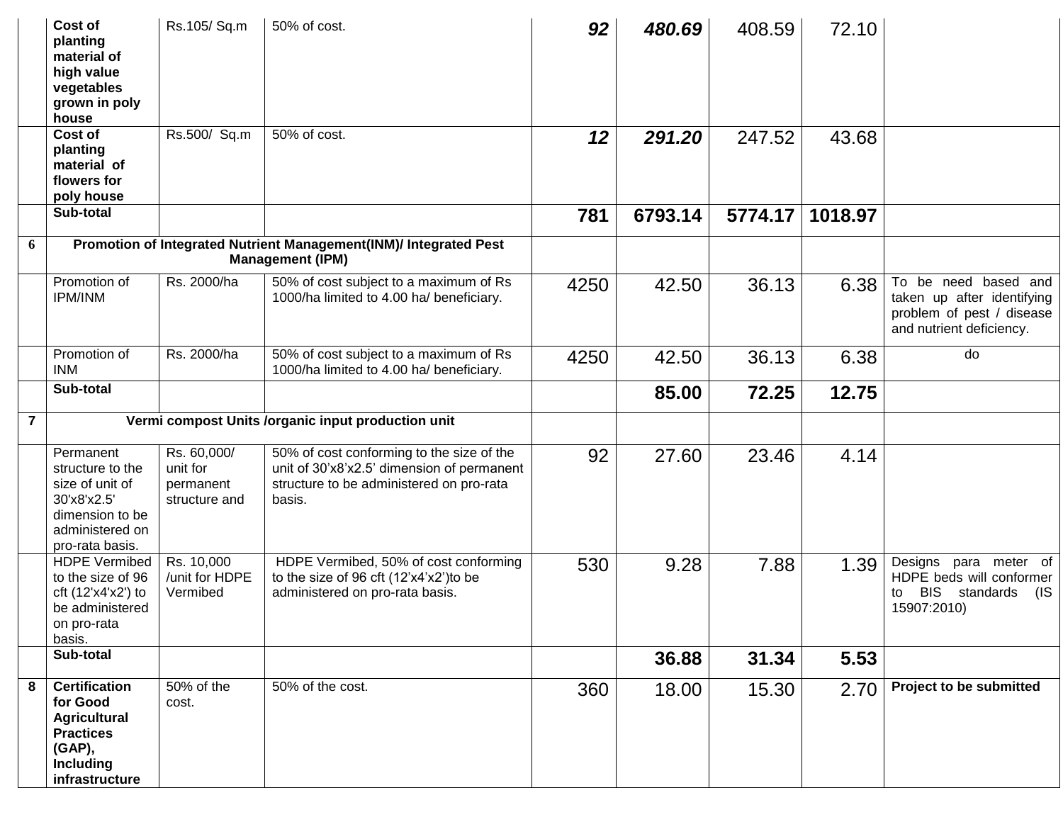| | | | | | | | | |
|---|---|---|---|---|---|---|---|---|
| | **Cost of planting material of high value vegetables grown in poly house** | Rs.105/ Sq.m | 50% of cost. | ***92*** | ***480.69*** | 408.59 | 72.10 | |
| | **Cost of planting material of flowers for poly house** | Rs.500/ Sq.m | 50% of cost. | ***12*** | ***291.20*** | 247.52 | 43.68 | |
| | **Sub-total** | | | **781** | **6793.14** | **5774.17** | **1018.97** | |
| **6** | **Promotion of Integrated Nutrient Management(INM)/ Integrated Pest Management (IPM)** | | | | | | | |
| | Promotion of IPM/INM | Rs. 2000/ha | 50% of cost subject to a maximum of Rs 1000/ha limited to 4.00 ha/ beneficiary. | 4250 | 42.50 | 36.13 | 6.38 | To be need based and taken up after identifying problem of pest / disease and nutrient deficiency. |
| | Promotion of INM | Rs. 2000/ha | 50% of cost subject to a maximum of Rs 1000/ha limited to 4.00 ha/ beneficiary. | 4250 | 42.50 | 36.13 | 6.38 | do |
| | **Sub-total** | | | | **85.00** | **72.25** | **12.75** | |
| **7** | **Vermi compost Units /organic input production unit** | | | | | | | |
| | Permanent structure to the size of unit of 30'x8'x2.5' dimension to be administered on pro-rata basis. | Rs. 60,000/ unit for permanent structure and | 50% of cost conforming to the size of the unit of 30'x8'x2.5' dimension of permanent structure to be administered on pro-rata basis. | 92 | 27.60 | 23.46 | 4.14 | |
| | HDPE Vermibed to the size of 96 cft (12'x4'x2') to be administered on pro-rata basis. | Rs. 10,000 /unit for HDPE Vermibed | HDPE Vermibed, 50% of cost conforming to the size of 96 cft (12'x4'x2')to be administered on pro-rata basis. | 530 | 9.28 | 7.88 | 1.39 | Designs para meter of HDPE beds will conformer to BIS standards (IS 15907:2010) |
| | **Sub-total** | | | | **36.88** | **31.34** | **5.53** | |
| **8** | **Certification for Good Agricultural Practices (GAP), Including infrastructure** | 50% of the cost. | 50% of the cost. | 360 | 18.00 | 15.30 | 2.70 | **Project to be submitted** |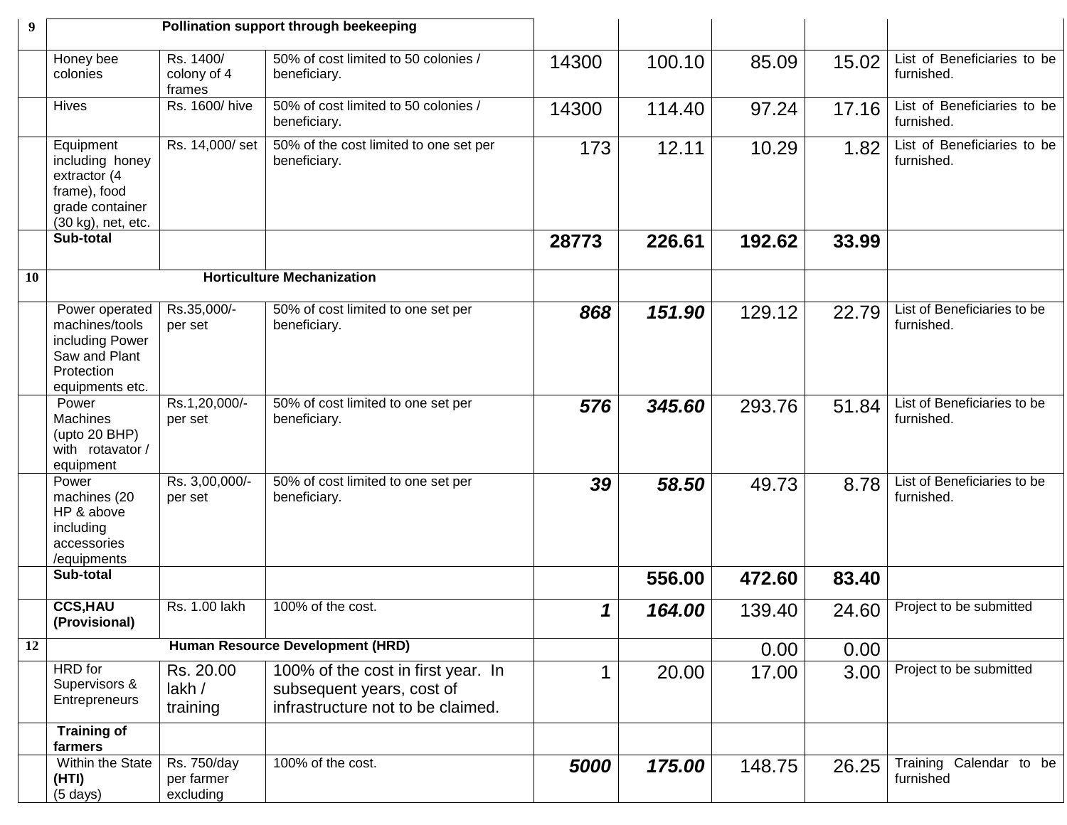| 9 | Pollination support through beekeeping | | | | | | | |
|---|---|---|---|---|---|---|---|---|
| | Honey bee colonies | Rs. 1400/ colony of 4 frames | 50% of cost limited to 50 colonies / beneficiary. | 14300 | 100.10 | 85.09 | 15.02 | List of Beneficiaries to be furnished. |
| | Hives | Rs. 1600/ hive | 50% of cost limited to 50 colonies / beneficiary. | 14300 | 114.40 | 97.24 | 17.16 | List of Beneficiaries to be furnished. |
| | Equipment including honey extractor (4 frame), food grade container (30 kg), net, etc. | Rs. 14,000/ set | 50% of the cost limited to one set per beneficiary. | 173 | 12.11 | 10.29 | 1.82 | List of Beneficiaries to be furnished. |
| | **Sub-total** | | | **28773** | **226.61** | **192.62** | **33.99** | |
| 10 | **Horticulture Mechanization** | | | | | | | |
| | Power operated machines/tools including Power Saw and Plant Protection equipments etc. | Rs.35,000/- per set | 50% of cost limited to one set per beneficiary. | ***868*** | ***151.90*** | 129.12 | 22.79 | List of Beneficiaries to be furnished. |
| | Power Machines (upto 20 BHP) with rotavator / equipment | Rs.1,20,000/- per set | 50% of cost limited to one set per beneficiary. | ***576*** | ***345.60*** | 293.76 | 51.84 | List of Beneficiaries to be furnished. |
| | Power machines (20 HP & above including accessories /equipments | Rs. 3,00,000/- per set | 50% of cost limited to one set per beneficiary. | ***39*** | ***58.50*** | 49.73 | 8.78 | List of Beneficiaries to be furnished. |
| | **Sub-total** | | | | **556.00** | **472.60** | **83.40** | |
| | **CCS,HAU (Provisional)** | Rs. 1.00 lakh | 100% of the cost. | ***1*** | ***164.00*** | 139.40 | 24.60 | Project to be submitted |
| 12 | **Human Resource Development (HRD)** | | | | | 0.00 | 0.00 | |
| | HRD for Supervisors & Entrepreneurs | Rs. 20.00 lakh / training | 100% of the cost in first year. In subsequent years, cost of infrastructure not to be claimed. | 1 | 20.00 | 17.00 | 3.00 | Project to be submitted |
| | **Training of farmers** | | | | | | | |
| | Within the State **(HTI)** (5 days) | Rs. 750/day per farmer excluding | 100% of the cost. | ***5000*** | ***175.00*** | 148.75 | 26.25 | Training Calendar to be furnished |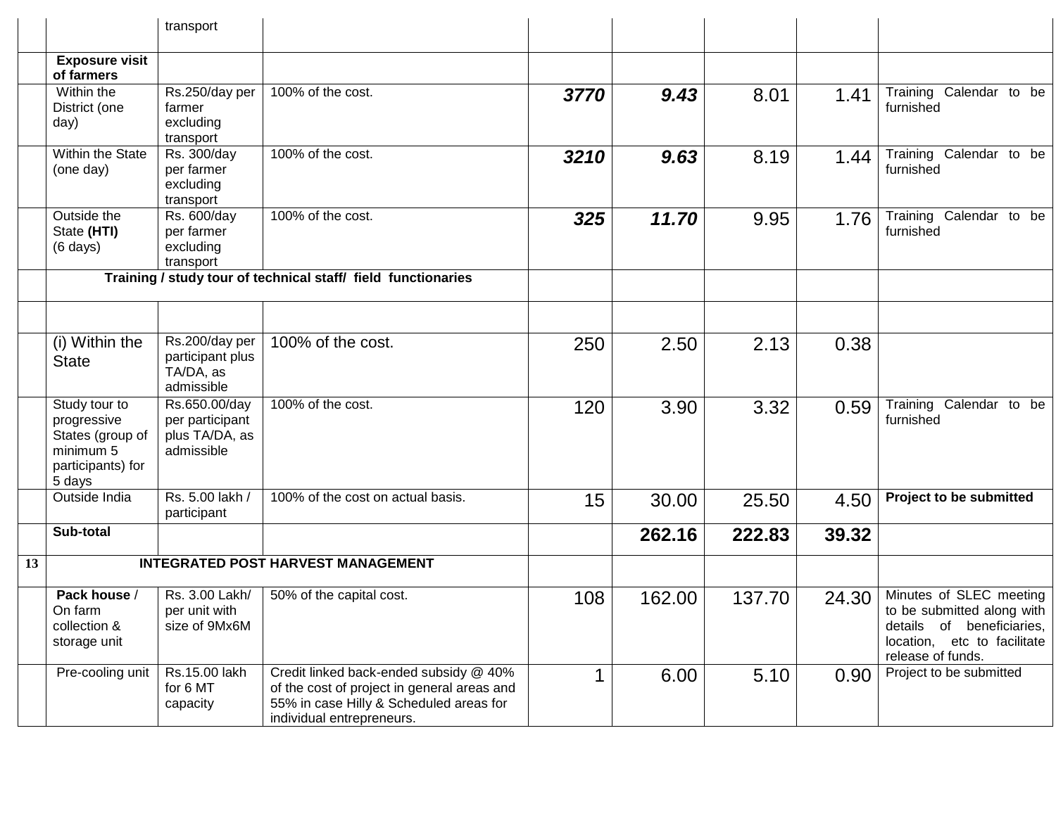| | | | | | | | | |
|---|---|---|---|---|---|---|---|---|
| | | transport | | | | | | |
| | **Exposure visit of farmers** | | | | | | | |
| | Within the District (one day) | Rs.250/day per farmer excluding transport | 100% of the cost. | ***3770*** | ***9.43*** | 8.01 | 1.41 | Training Calendar to be furnished |
| | Within the State (one day) | Rs. 300/day per farmer excluding transport | 100% of the cost. | ***3210*** | ***9.63*** | 8.19 | 1.44 | Training Calendar to be furnished |
| | Outside the State **(HTI)** (6 days) | Rs. 600/day per farmer excluding transport | 100% of the cost. | ***325*** | ***11.70*** | 9.95 | 1.76 | Training Calendar to be furnished |
| | **Training / study tour of technical staff/ field functionaries** | | | | | | | |
| | | | | | | | | |
| | (i) Within the State | Rs.200/day per participant plus TA/DA, as admissible | 100% of the cost. | 250 | 2.50 | 2.13 | 0.38 | |
| | Study tour to progressive States (group of minimum 5 participants) for 5 days | Rs.650.00/day per participant plus TA/DA, as admissible | 100% of the cost. | 120 | 3.90 | 3.32 | 0.59 | Training Calendar to be furnished |
| | Outside India | Rs. 5.00 lakh / participant | 100% of the cost on actual basis. | 15 | 30.00 | 25.50 | 4.50 | **Project to be submitted** |
| | **Sub-total** | | | | **262.16** | **222.83** | **39.32** | |
| **13** | **INTEGRATED POST HARVEST MANAGEMENT** | | | | | | | |
| | **Pack house** / On farm collection & storage unit | Rs. 3.00 Lakh/ per unit with size of 9Mx6M | 50% of the capital cost. | 108 | 162.00 | 137.70 | 24.30 | Minutes of SLEC meeting to be submitted along with details of beneficiaries, location, etc to facilitate release of funds. |
| | Pre-cooling unit | Rs.15.00 lakh for 6 MT capacity | Credit linked back-ended subsidy @ 40% of the cost of project in general areas and 55% in case Hilly & Scheduled areas for individual entrepreneurs. | 1 | 6.00 | 5.10 | 0.90 | Project to be submitted |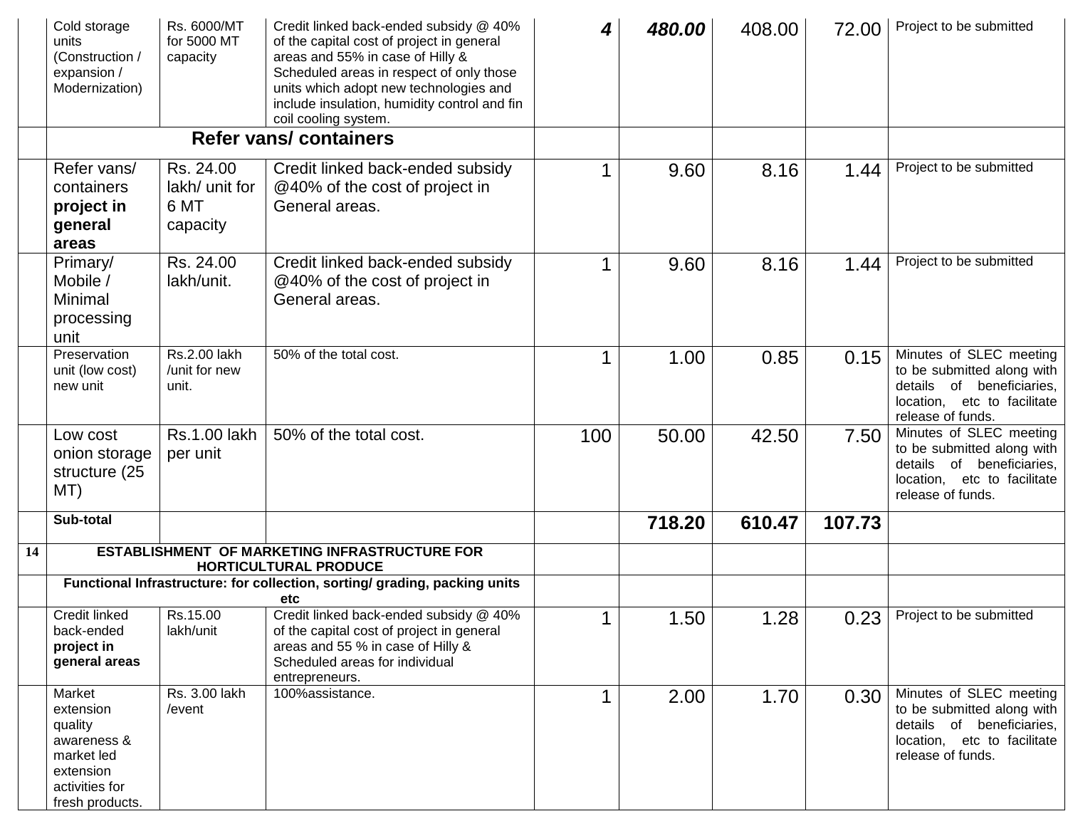| | | | | | | | | |
|---|---|---|---|---|---|---|---|---|
| | Cold storage units (Construction / expansion / Modernization) | Rs. 6000/MT for 5000 MT capacity | Credit linked back-ended subsidy @ 40% of the capital cost of project in general areas and 55% in case of Hilly & Scheduled areas in respect of only those units which adopt new technologies and include insulation, humidity control and fin coil cooling system. | ***4*** | ***480.00*** | 408.00 | 72.00 | Project to be submitted |
| | **Refer vans/ containers** | | | | | | | |
| | Refer vans/ containers **project in general areas** | Rs. 24.00 lakh/ unit for 6 MT capacity | Credit linked back-ended subsidy @40% of the cost of project in General areas. | 1 | 9.60 | 8.16 | 1.44 | Project to be submitted |
| | Primary/ Mobile / Minimal processing unit | Rs. 24.00 lakh/unit. | Credit linked back-ended subsidy @40% of the cost of project in General areas. | 1 | 9.60 | 8.16 | 1.44 | Project to be submitted |
| | Preservation unit (low cost) new unit | Rs.2.00 lakh /unit for new unit. | 50% of the total cost. | 1 | 1.00 | 0.85 | 0.15 | Minutes of SLEC meeting to be submitted along with details of beneficiaries, location, etc to facilitate release of funds. |
| | Low cost onion storage structure (25 MT) | Rs.1.00 lakh per unit | 50% of the total cost. | 100 | 50.00 | 42.50 | 7.50 | Minutes of SLEC meeting to be submitted along with details of beneficiaries, location, etc to facilitate release of funds. |
| | **Sub-total** | | | | **718.20** | **610.47** | **107.73** | |
| **14** | **ESTABLISHMENT OF MARKETING INFRASTRUCTURE FOR HORTICULTURAL PRODUCE** | | | | | | | |
| | **Functional Infrastructure: for collection, sorting/ grading, packing units etc** | | | | | | | |
| | Credit linked back-ended **project in general areas** | Rs.15.00 lakh/unit | Credit linked back-ended subsidy @ 40% of the capital cost of project in general areas and 55 % in case of Hilly & Scheduled areas for individual entrepreneurs. | 1 | 1.50 | 1.28 | 0.23 | Project to be submitted |
| | Market extension quality awareness & market led extension activities for fresh products. | Rs. 3.00 lakh /event | 100%assistance. | 1 | 2.00 | 1.70 | 0.30 | Minutes of SLEC meeting to be submitted along with details of beneficiaries, location, etc to facilitate release of funds. |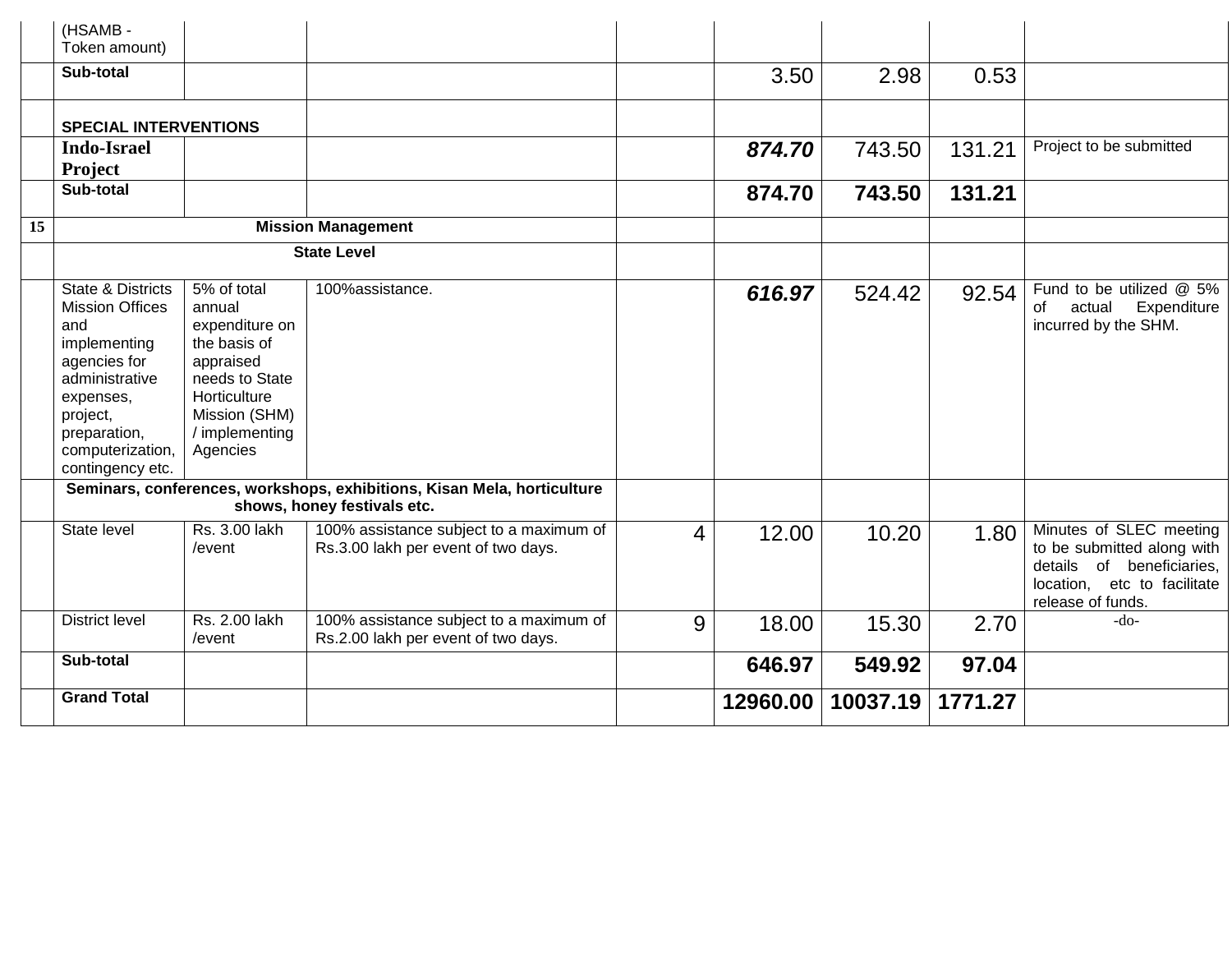| | | | | | | | | |
|---|---|---|---|---|---|---|---|---|
| | (HSAMB - Token amount) | | | | | | | |
| | **Sub-total** | | | | 3.50 | 2.98 | 0.53 | |
| | **SPECIAL INTERVENTIONS** | | | | | | | |
| | **Indo-Israel Project** | | | | ***874.70*** | 743.50 | 131.21 | Project to be submitted |
| | **Sub-total** | | | | **874.70** | **743.50** | **131.21** | |
| **15** | **Mission Management** | | | | | | | |
| | **State Level** | | | | | | | |
| | State & Districts Mission Offices and implementing agencies for administrative expenses, project, preparation, computerization, contingency etc. | 5% of total annual expenditure on the basis of appraised needs to State Horticulture Mission (SHM) / implementing Agencies | 100%assistance. | | ***616.97*** | 524.42 | 92.54 | Fund to be utilized @ 5% of actual Expenditure incurred by the SHM. |
| | **Seminars, conferences, workshops, exhibitions, Kisan Mela, horticulture shows, honey festivals etc.** | | | | | | | |
| | State level | Rs. 3.00 lakh /event | 100% assistance subject to a maximum of Rs.3.00 lakh per event of two days. | 4 | 12.00 | 10.20 | 1.80 | Minutes of SLEC meeting to be submitted along with details of beneficiaries, location, etc to facilitate release of funds. |
| | District level | Rs. 2.00 lakh /event | 100% assistance subject to a maximum of Rs.2.00 lakh per event of two days. | 9 | 18.00 | 15.30 | 2.70 | -do- |
| | **Sub-total** | | | | **646.97** | **549.92** | **97.04** | |
| | **Grand Total** | | | | **12960.00** | **10037.19** | **1771.27** | |